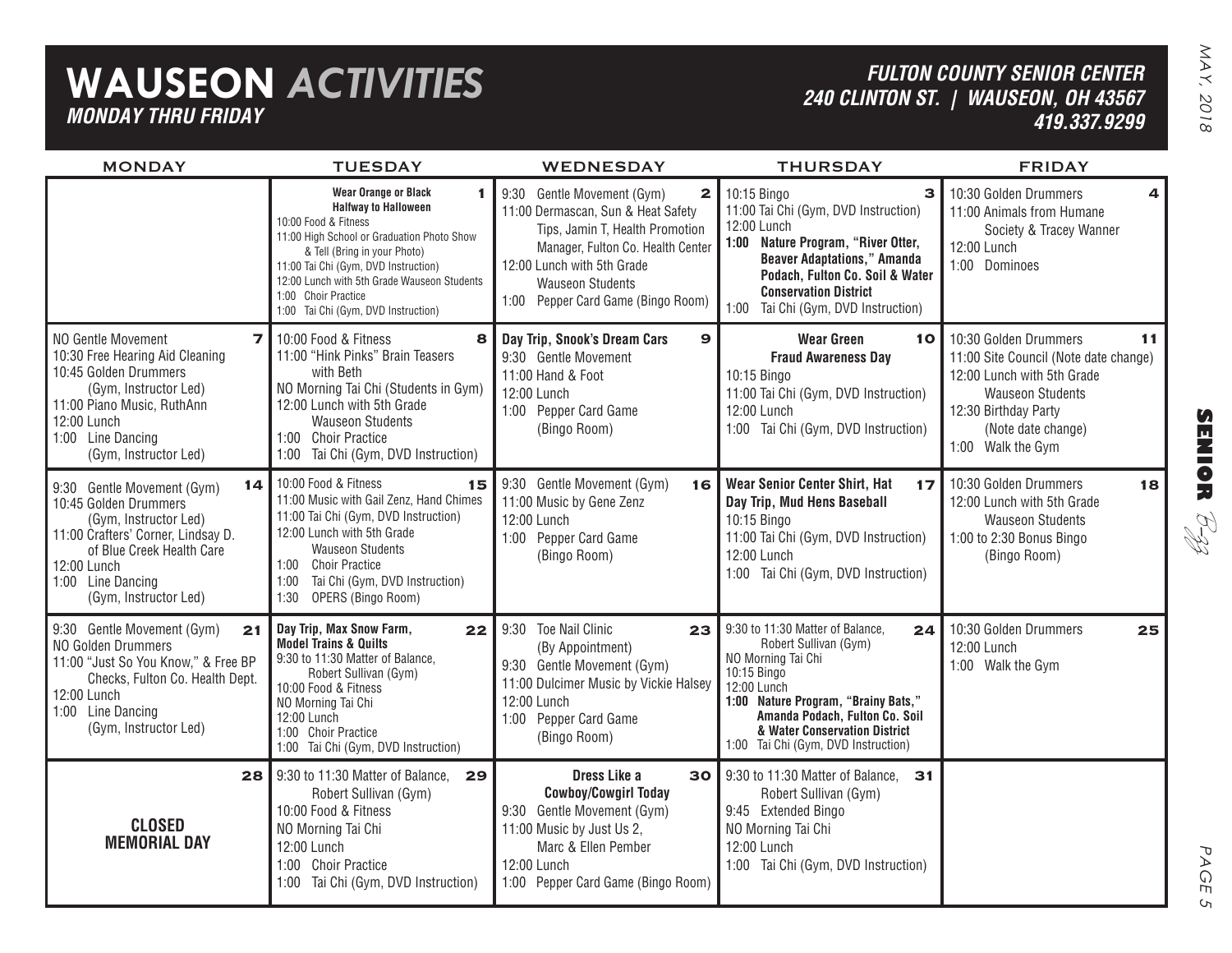# WAUSEON *ACTIVITIES*

***MONDAY THRU FRIDAY***

***FULTON COUNTY SENIOR CENTER***
***240 CLINTON ST. | WAUSEON, OH 43567***
***419.337.9299***

| MONDAY | TUESDAY | WEDNESDAY | THURSDAY | FRIDAY |
|---|---|---|---|---|
| | **1** **Wear Orange or Black Halfway to Halloween**<br>10:00 Food & Fitness<br>11:00 High School or Graduation Photo Show & Tell (Bring in your Photo)<br>11:00 Tai Chi (Gym, DVD Instruction)<br>12:00 Lunch with 5th Grade Wauseon Students<br>1:00 Choir Practice<br>1:00 Tai Chi (Gym, DVD Instruction) | **2**<br>9:30 Gentle Movement (Gym)<br>11:00 Dermascan, Sun & Heat Safety Tips, Jamin T, Health Promotion Manager, Fulton Co. Health Center<br>12:00 Lunch with 5th Grade Wauseon Students<br>1:00 Pepper Card Game (Bingo Room) | **3**<br>10:15 Bingo<br>11:00 Tai Chi (Gym, DVD Instruction)<br>12:00 Lunch<br>**1:00 Nature Program, "River Otter, Beaver Adaptations," Amanda Podach, Fulton Co. Soil & Water Conservation District**<br>1:00 Tai Chi (Gym, DVD Instruction) | **4**<br>10:30 Golden Drummers<br>11:00 Animals from Humane Society & Tracey Wanner<br>12:00 Lunch<br>1:00 Dominoes |
| **7**<br>NO Gentle Movement<br>10:30 Free Hearing Aid Cleaning<br>10:45 Golden Drummers (Gym, Instructor Led)<br>11:00 Piano Music, RuthAnn<br>12:00 Lunch<br>1:00 Line Dancing (Gym, Instructor Led) | **8**<br>10:00 Food & Fitness<br>11:00 "Hink Pinks" Brain Teasers with Beth<br>NO Morning Tai Chi (Students in Gym)<br>12:00 Lunch with 5th Grade Wauseon Students<br>1:00 Choir Practice<br>1:00 Tai Chi (Gym, DVD Instruction) | **9**<br>**Day Trip, Snook's Dream Cars**<br>9:30 Gentle Movement<br>11:00 Hand & Foot<br>12:00 Lunch<br>1:00 Pepper Card Game (Bingo Room) | **10**<br>**Wear Green**<br>**Fraud Awareness Day**<br>10:15 Bingo<br>11:00 Tai Chi (Gym, DVD Instruction)<br>12:00 Lunch<br>1:00 Tai Chi (Gym, DVD Instruction) | **11**<br>10:30 Golden Drummers<br>11:00 Site Council (Note date change)<br>12:00 Lunch with 5th Grade Wauseon Students<br>12:30 Birthday Party (Note date change)<br>1:00 Walk the Gym |
| **14**<br>9:30 Gentle Movement (Gym)<br>10:45 Golden Drummers (Gym, Instructor Led)<br>11:00 Crafters' Corner, Lindsay D. of Blue Creek Health Care<br>12:00 Lunch<br>1:00 Line Dancing (Gym, Instructor Led) | **15**<br>10:00 Food & Fitness<br>11:00 Music with Gail Zenz, Hand Chimes<br>11:00 Tai Chi (Gym, DVD Instruction)<br>12:00 Lunch with 5th Grade Wauseon Students<br>1:00 Choir Practice<br>1:00 Tai Chi (Gym, DVD Instruction)<br>1:30 OPERS (Bingo Room) | **16**<br>9:30 Gentle Movement (Gym)<br>11:00 Music by Gene Zenz<br>12:00 Lunch<br>1:00 Pepper Card Game (Bingo Room) | **17**<br>**Wear Senior Center Shirt, Hat**<br>**Day Trip, Mud Hens Baseball**<br>10:15 Bingo<br>11:00 Tai Chi (Gym, DVD Instruction)<br>12:00 Lunch<br>1:00 Tai Chi (Gym, DVD Instruction) | **18**<br>10:30 Golden Drummers<br>12:00 Lunch with 5th Grade Wauseon Students<br>1:00 to 2:30 Bonus Bingo (Bingo Room) |
| **21**<br>9:30 Gentle Movement (Gym)<br>NO Golden Drummers<br>11:00 "Just So You Know," & Free BP Checks, Fulton Co. Health Dept.<br>12:00 Lunch<br>1:00 Line Dancing (Gym, Instructor Led) | **22**<br>**Day Trip, Max Snow Farm, Model Trains & Quilts**<br>9:30 to 11:30 Matter of Balance, Robert Sullivan (Gym)<br>10:00 Food & Fitness<br>NO Morning Tai Chi<br>12:00 Lunch<br>1:00 Choir Practice<br>1:00 Tai Chi (Gym, DVD Instruction) | **23**<br>9:30 Toe Nail Clinic (By Appointment)<br>9:30 Gentle Movement (Gym)<br>11:00 Dulcimer Music by Vickie Halsey<br>12:00 Lunch<br>1:00 Pepper Card Game (Bingo Room) | **24**<br>9:30 to 11:30 Matter of Balance, Robert Sullivan (Gym)<br>NO Morning Tai Chi<br>10:15 Bingo<br>12:00 Lunch<br>**1:00 Nature Program, "Brainy Bats," Amanda Podach, Fulton Co. Soil & Water Conservation District**<br>1:00 Tai Chi (Gym, DVD Instruction) | **25**<br>10:30 Golden Drummers<br>12:00 Lunch<br>1:00 Walk the Gym |
| **28**<br>**CLOSED MEMORIAL DAY** | **29**<br>9:30 to 11:30 Matter of Balance, Robert Sullivan (Gym)<br>10:00 Food & Fitness<br>NO Morning Tai Chi<br>12:00 Lunch<br>1:00 Choir Practice<br>1:00 Tai Chi (Gym, DVD Instruction) | **30**<br>**Dress Like a Cowboy/Cowgirl Today**<br>9:30 Gentle Movement (Gym)<br>11:00 Music by Just Us 2, Marc & Ellen Pember<br>12:00 Lunch<br>1:00 Pepper Card Game (Bingo Room) | **31**<br>9:30 to 11:30 Matter of Balance, Robert Sullivan (Gym)<br>9:45 Extended Bingo<br>NO Morning Tai Chi<br>12:00 Lunch<br>1:00 Tai Chi (Gym, DVD Instruction) | |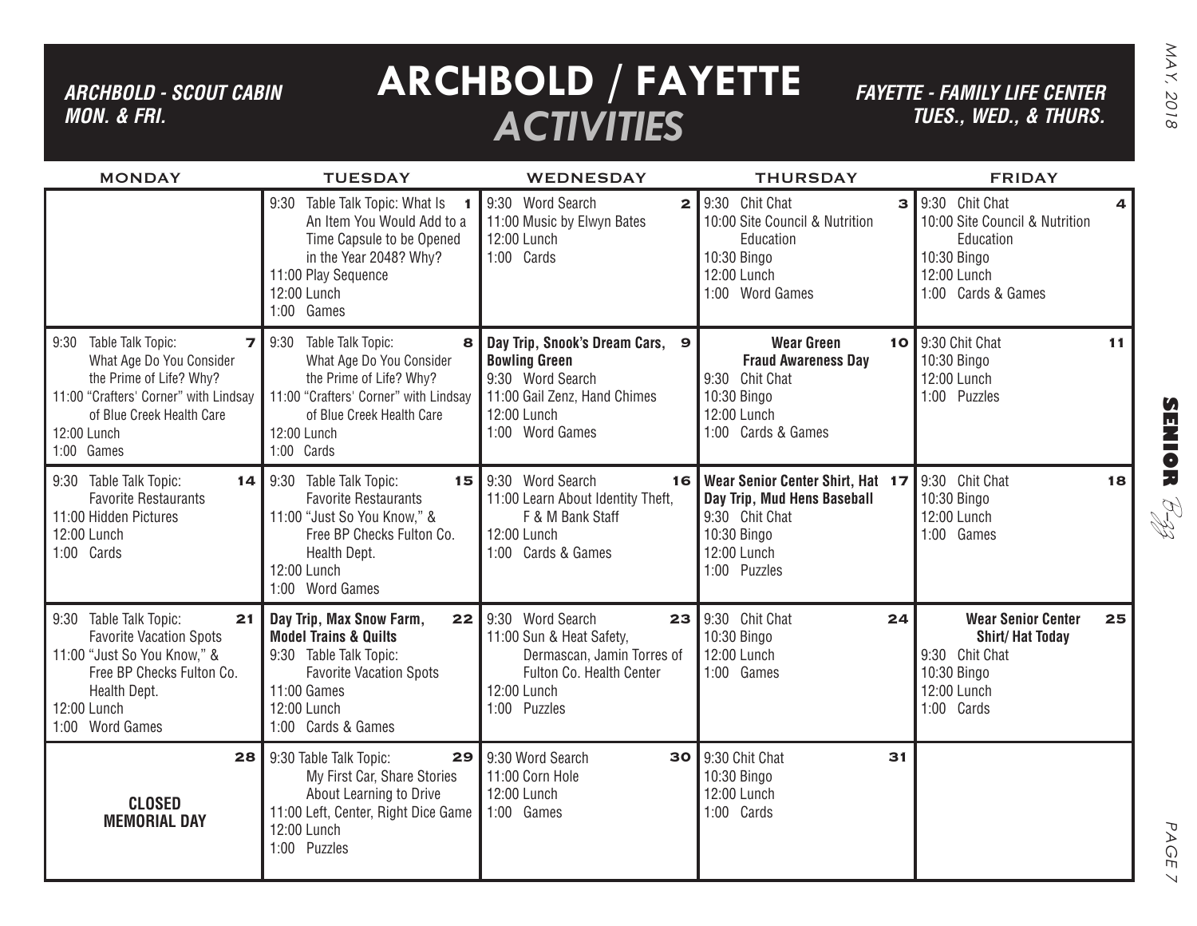# ARCHBOLD / FAYETTE *ACTIVITIES*

***ARCHBOLD - SCOUT CABIN MON. & FRI.***

***FAYETTE - FAMILY LIFE CENTER TUES., WED., & THURS.***

| MONDAY | TUESDAY | WEDNESDAY | THURSDAY | FRIDAY |
|---|---|---|---|---|
| | **1** 9:30 Table Talk Topic: What Is An Item You Would Add to a Time Capsule to be Opened in the Year 2048? Why?<br>11:00 Play Sequence<br>12:00 Lunch<br>1:00 Games | **2** 9:30 Word Search<br>11:00 Music by Elwyn Bates<br>12:00 Lunch<br>1:00 Cards | **3** 9:30 Chit Chat<br>10:00 Site Council & Nutrition Education<br>10:30 Bingo<br>12:00 Lunch<br>1:00 Word Games | **4** 9:30 Chit Chat<br>10:00 Site Council & Nutrition Education<br>10:30 Bingo<br>12:00 Lunch<br>1:00 Cards & Games |
| **7** 9:30 Table Talk Topic: What Age Do You Consider the Prime of Life? Why?<br>11:00 "Crafters' Corner" with Lindsay of Blue Creek Health Care<br>12:00 Lunch<br>1:00 Games | **8** 9:30 Table Talk Topic: What Age Do You Consider the Prime of Life? Why?<br>11:00 "Crafters' Corner" with Lindsay of Blue Creek Health Care<br>12:00 Lunch<br>1:00 Cards | **9** **Day Trip, Snook's Dream Cars, Bowling Green**<br>9:30 Word Search<br>11:00 Gail Zenz, Hand Chimes<br>12:00 Lunch<br>1:00 Word Games | **10** **Wear Green**<br>**Fraud Awareness Day**<br>9:30 Chit Chat<br>10:30 Bingo<br>12:00 Lunch<br>1:00 Cards & Games | **11** 9:30 Chit Chat<br>10:30 Bingo<br>12:00 Lunch<br>1:00 Puzzles |
| **14** 9:30 Table Talk Topic: Favorite Restaurants<br>11:00 Hidden Pictures<br>12:00 Lunch<br>1:00 Cards | **15** 9:30 Table Talk Topic: Favorite Restaurants<br>11:00 "Just So You Know," & Free BP Checks Fulton Co. Health Dept.<br>12:00 Lunch<br>1:00 Word Games | **16** 9:30 Word Search<br>11:00 Learn About Identity Theft, F & M Bank Staff<br>12:00 Lunch<br>1:00 Cards & Games | **17** **Wear Senior Center Shirt, Hat**<br>**Day Trip, Mud Hens Baseball**<br>9:30 Chit Chat<br>10:30 Bingo<br>12:00 Lunch<br>1:00 Puzzles | **18** 9:30 Chit Chat<br>10:30 Bingo<br>12:00 Lunch<br>1:00 Games |
| **21** 9:30 Table Talk Topic: Favorite Vacation Spots<br>11:00 "Just So You Know," & Free BP Checks Fulton Co. Health Dept.<br>12:00 Lunch<br>1:00 Word Games | **22** **Day Trip, Max Snow Farm, Model Trains & Quilts**<br>9:30 Table Talk Topic: Favorite Vacation Spots<br>11:00 Games<br>12:00 Lunch<br>1:00 Cards & Games | **23** 9:30 Word Search<br>11:00 Sun & Heat Safety, Dermascan, Jamin Torres of Fulton Co. Health Center<br>12:00 Lunch<br>1:00 Puzzles | **24** 9:30 Chit Chat<br>10:30 Bingo<br>12:00 Lunch<br>1:00 Games | **25** **Wear Senior Center Shirt/ Hat Today**<br>9:30 Chit Chat<br>10:30 Bingo<br>12:00 Lunch<br>1:00 Cards |
| **28** **CLOSED MEMORIAL DAY** | **29** 9:30 Table Talk Topic: My First Car, Share Stories About Learning to Drive<br>11:00 Left, Center, Right Dice Game<br>12:00 Lunch<br>1:00 Puzzles | **30** 9:30 Word Search<br>11:00 Corn Hole<br>12:00 Lunch<br>1:00 Games | **31** 9:30 Chit Chat<br>10:30 Bingo<br>12:00 Lunch<br>1:00 Cards | |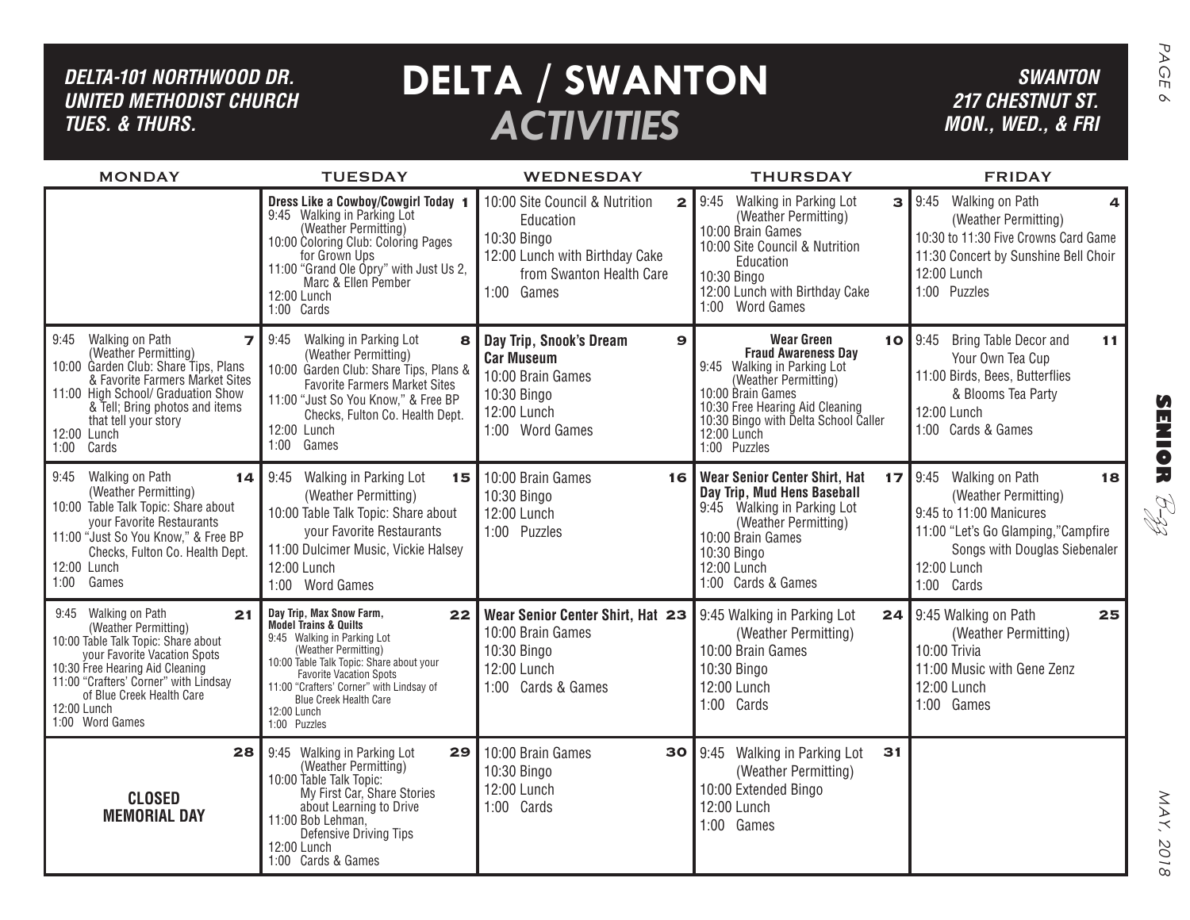*DELTA-101 NORTHWOOD DR.*
*UNITED METHODIST CHURCH*
*TUES. & THURS.*

# DELTA / SWANTON *ACTIVITIES*

*SWANTON*
*217 CHESTNUT ST.*
*MON., WED., & FRI*

| MONDAY | TUESDAY | WEDNESDAY | THURSDAY | FRIDAY |
|---|---|---|---|---|
| | **1** **Dress Like a Cowboy/Cowgirl Today** 9:45 Walking in Parking Lot (Weather Permitting) 10:00 Coloring Club: Coloring Pages for Grown Ups 11:00 "Grand Ole Opry" with Just Us 2, Marc & Ellen Pember 12:00 Lunch 1:00 Cards | **2** 10:00 Site Council & Nutrition Education 10:30 Bingo 12:00 Lunch with Birthday Cake from Swanton Health Care 1:00 Games | **3** 9:45 Walking in Parking Lot (Weather Permitting) 10:00 Brain Games 10:00 Site Council & Nutrition Education 10:30 Bingo 12:00 Lunch with Birthday Cake 1:00 Word Games | **4** 9:45 Walking on Path (Weather Permitting) 10:30 to 11:30 Five Crowns Card Game 11:30 Concert by Sunshine Bell Choir 12:00 Lunch 1:00 Puzzles |
| **7** 9:45 Walking on Path (Weather Permitting) 10:00 Garden Club: Share Tips, Plans & Favorite Farmers Market Sites 11:00 High School/ Graduation Show & Tell; Bring photos and items that tell your story 12:00 Lunch 1:00 Cards | **8** 9:45 Walking in Parking Lot (Weather Permitting) 10:00 Garden Club: Share Tips, Plans & Favorite Farmers Market Sites 11:00 "Just So You Know," & Free BP Checks, Fulton Co. Health Dept. 12:00 Lunch 1:00 Games | **9** **Day Trip, Snook's Dream Car Museum** 10:00 Brain Games 10:30 Bingo 12:00 Lunch 1:00 Word Games | **10** **Wear Green Fraud Awareness Day** 9:45 Walking in Parking Lot (Weather Permitting) 10:00 Brain Games 10:30 Free Hearing Aid Cleaning 10:30 Bingo with Delta School Caller 12:00 Lunch 1:00 Puzzles | **11** 9:45 Bring Table Decor and Your Own Tea Cup 11:00 Birds, Bees, Butterflies & Blooms Tea Party 12:00 Lunch 1:00 Cards & Games |
| **14** 9:45 Walking on Path (Weather Permitting) 10:00 Table Talk Topic: Share about your Favorite Restaurants 11:00 "Just So You Know," & Free BP Checks, Fulton Co. Health Dept. 12:00 Lunch 1:00 Games | **15** 9:45 Walking in Parking Lot (Weather Permitting) 10:00 Table Talk Topic: Share about your Favorite Restaurants 11:00 Dulcimer Music, Vickie Halsey 12:00 Lunch 1:00 Word Games | **16** 10:00 Brain Games 10:30 Bingo 12:00 Lunch 1:00 Puzzles | **17** **Wear Senior Center Shirt, Hat Day Trip, Mud Hens Baseball** 9:45 Walking in Parking Lot (Weather Permitting) 10:00 Brain Games 10:30 Bingo 12:00 Lunch 1:00 Cards & Games | **18** 9:45 Walking on Path (Weather Permitting) 9:45 to 11:00 Manicures 11:00 "Let's Go Glamping,"Campfire Songs with Douglas Siebenaler 12:00 Lunch 1:00 Cards |
| **21** 9:45 Walking on Path (Weather Permitting) 10:00 Table Talk Topic: Share about your Favorite Vacation Spots 10:30 Free Hearing Aid Cleaning 11:00 "Crafters' Corner" with Lindsay of Blue Creek Health Care 12:00 Lunch 1:00 Word Games | **22** **Day Trip, Max Snow Farm, Model Trains & Quilts** 9:45 Walking in Parking Lot (Weather Permitting) 10:00 Table Talk Topic: Share about your Favorite Vacation Spots 11:00 "Crafters' Corner" with Lindsay of Blue Creek Health Care 12:00 Lunch 1:00 Puzzles | **23** **Wear Senior Center Shirt, Hat** 10:00 Brain Games 10:30 Bingo 12:00 Lunch 1:00 Cards & Games | **24** 9:45 Walking in Parking Lot (Weather Permitting) 10:00 Brain Games 10:30 Bingo 12:00 Lunch 1:00 Cards | **25** 9:45 Walking on Path (Weather Permitting) 10:00 Trivia 11:00 Music with Gene Zenz 12:00 Lunch 1:00 Games |
| **28** **CLOSED MEMORIAL DAY** | **29** 9:45 Walking in Parking Lot (Weather Permitting) 10:00 Table Talk Topic: My First Car, Share Stories about Learning to Drive 11:00 Bob Lehman, Defensive Driving Tips 12:00 Lunch 1:00 Cards & Games | **30** 10:00 Brain Games 10:30 Bingo 12:00 Lunch 1:00 Cards | **31** 9:45 Walking in Parking Lot (Weather Permitting) 10:00 Extended Bingo 12:00 Lunch 1:00 Games | |